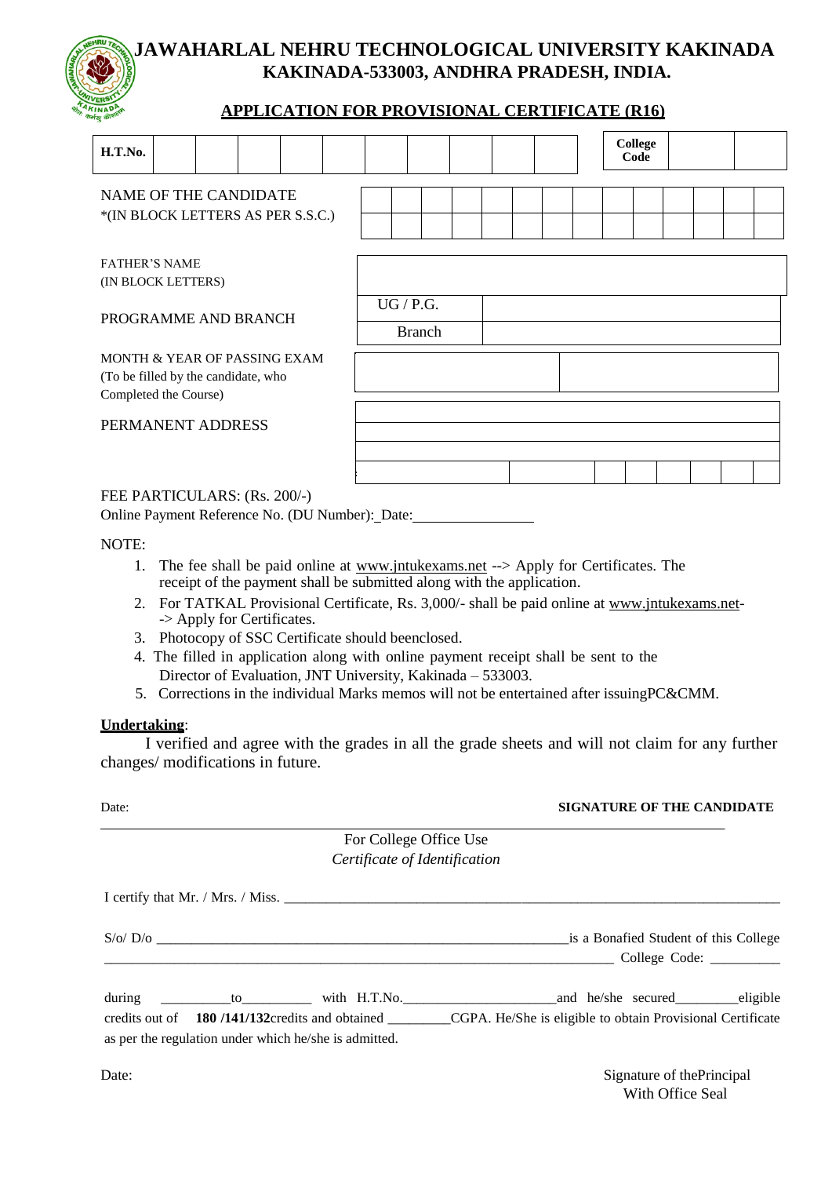# JAWAHARLAL NEHRU TECHNOLOGICAL UNIVERSITY KAKINADA

## KAKINADA-533003, ANDHRA PRADESH, INDIA.

### APPLICATION FOR PROVISIONAL CERTIFICATE (R16)

| H.T.No. | | | | | | | | | | | College Code | | |
|---|---|---|---|---|---|---|---|---|---|---|---|---|---|

NAME OF THE CANDIDATE
*(IN BLOCK LETTERS AS PER S.S.C.)

FATHER'S NAME
(IN BLOCK LETTERS)

PROGRAMME AND BRANCH

| UG / P.G. | |
|---|---|
| Branch | |

MONTH & YEAR OF PASSING EXAM
(To be filled by the candidate, who Completed the Course)

PERMANENT ADDRESS

FEE PARTICULARS: (Rs. 200/-)
Online Payment Reference No. (DU Number): Date:________________

NOTE:

1. The fee shall be paid online at www.jntukexams.net --> Apply for Certificates. The receipt of the payment shall be submitted along with the application.
2. For TATKAL Provisional Certificate, Rs. 3,000/- shall be paid online at www.jntukexams.net--> Apply for Certificates.
3. Photocopy of SSC Certificate should beenclosed.
4. The filled in application along with online payment receipt shall be sent to the Director of Evaluation, JNT University, Kakinada – 533003.
5. Corrections in the individual Marks memos will not be entertained after issuingPC&CMM.

**Undertaking**:
I verified and agree with the grades in all the grade sheets and will not claim for any further changes/ modifications in future.

Date: **SIGNATURE OF THE CANDIDATE**

For College Office Use
*Certificate of Identification*

I certify that Mr. / Mrs. / Miss. ________________________________________________

S/o/ D/o ______________________________________is a Bonafied Student of this College
__________________________________________________ College Code: __________

during __________to__________ with H.T.No.______________________and he/she secured_________eligible credits out of **180 /141/132**credits and obtained _________CGPA. He/She is eligible to obtain Provisional Certificate as per the regulation under which he/she is admitted.

Date: Signature of thePrincipal
With Office Seal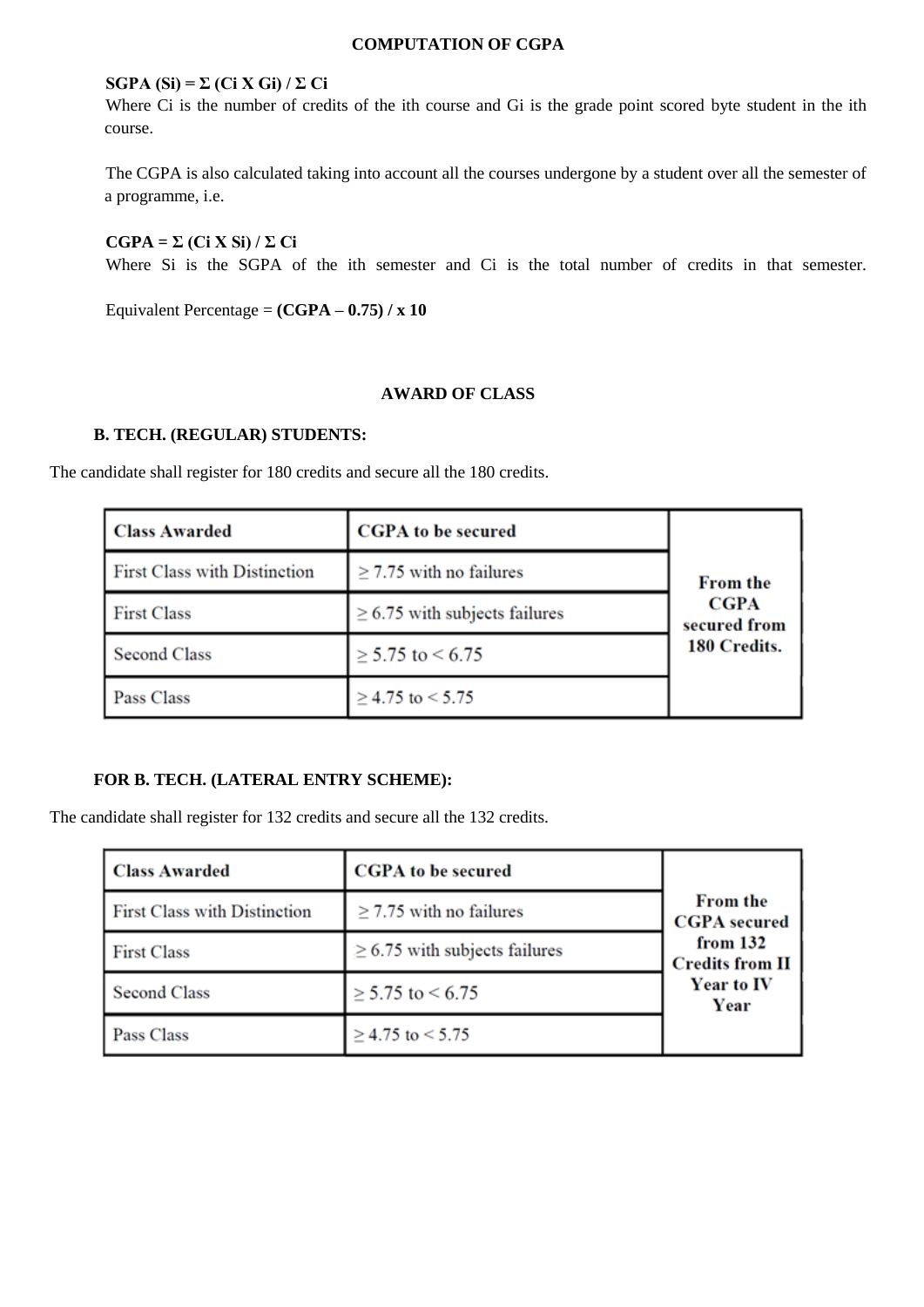## COMPUTATION OF CGPA

**SGPA (Si) = Σ (Ci X Gi) / Σ Ci**

Where Ci is the number of credits of the ith course and Gi is the grade point scored byte student in the ith course.

The CGPA is also calculated taking into account all the courses undergone by a student over all the semester of a programme, i.e.

**CGPA = Σ (Ci X Si) / Σ Ci**

Where Si is the SGPA of the ith semester and Ci is the total number of credits in that semester.

Equivalent Percentage = **(CGPA – 0.75) / x 10**

## AWARD OF CLASS

### B. TECH. (REGULAR) STUDENTS:

The candidate shall register for 180 credits and secure all the 180 credits.

| Class Awarded | CGPA to be secured | |
|---|---|---|
| First Class with Distinction | ≥ 7.75 with no failures | **From the CGPA secured from 180 Credits.** |
| First Class | ≥ 6.75 with subjects failures | |
| Second Class | ≥ 5.75 to < 6.75 | |
| Pass Class | ≥ 4.75 to < 5.75 | |

### FOR B. TECH. (LATERAL ENTRY SCHEME):

The candidate shall register for 132 credits and secure all the 132 credits.

| Class Awarded | CGPA to be secured | |
|---|---|---|
| First Class with Distinction | ≥ 7.75 with no failures | **From the CGPA secured from 132 Credits from II Year to IV Year** |
| First Class | ≥ 6.75 with subjects failures | |
| Second Class | ≥ 5.75 to < 6.75 | |
| Pass Class | ≥ 4.75 to < 5.75 | |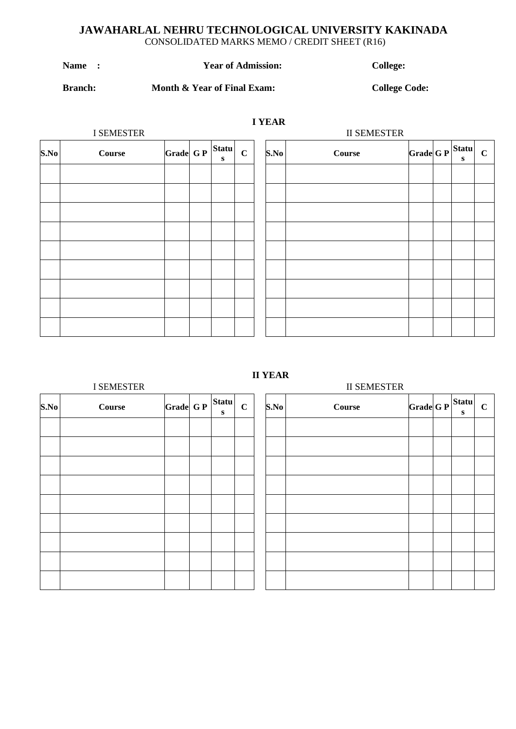# JAWAHARLAL NEHRU TECHNOLOGICAL UNIVERSITY KAKINADA

CONSOLIDATED MARKS MEMO / CREDIT SHEET (R16)

**Name :** **Year of Admission:** **College:**

**Branch:** **Month & Year of Final Exam:** **College Code:**

## I YEAR

I SEMESTER

| S.No | Course | Grade | G P | Status | C |
|---|---|---|---|---|---|
| | | | | | |
| | | | | | |
| | | | | | |
| | | | | | |
| | | | | | |
| | | | | | |
| | | | | | |
| | | | | | |
| | | | | | |

II SEMESTER

| S.No | Course | Grade | G P | Status | C |
|---|---|---|---|---|---|
| | | | | | |
| | | | | | |
| | | | | | |
| | | | | | |
| | | | | | |
| | | | | | |
| | | | | | |
| | | | | | |
| | | | | | |

## II YEAR

I SEMESTER

| S.No | Course | Grade | G P | Status | C |
|---|---|---|---|---|---|
| | | | | | |
| | | | | | |
| | | | | | |
| | | | | | |
| | | | | | |
| | | | | | |
| | | | | | |
| | | | | | |
| | | | | | |

II SEMESTER

| S.No | Course | Grade | G P | Status | C |
|---|---|---|---|---|---|
| | | | | | |
| | | | | | |
| | | | | | |
| | | | | | |
| | | | | | |
| | | | | | |
| | | | | | |
| | | | | | |
| | | | | | |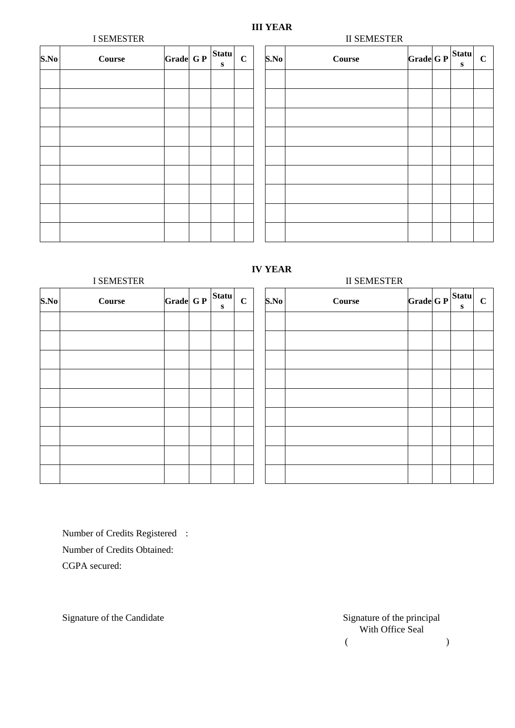## III YEAR

I SEMESTER

| S.No | Course | Grade | G P | Status | C |
|---|---|---|---|---|---|
| | | | | | |
| | | | | | |
| | | | | | |
| | | | | | |
| | | | | | |
| | | | | | |
| | | | | | |
| | | | | | |
| | | | | | |

II SEMESTER

| S.No | Course | Grade | G P | Status | C |
|---|---|---|---|---|---|
| | | | | | |
| | | | | | |
| | | | | | |
| | | | | | |
| | | | | | |
| | | | | | |
| | | | | | |
| | | | | | |
| | | | | | |

## IV YEAR

I SEMESTER

| S.No | Course | Grade | G P | Status | C |
|---|---|---|---|---|---|
| | | | | | |
| | | | | | |
| | | | | | |
| | | | | | |
| | | | | | |
| | | | | | |
| | | | | | |
| | | | | | |
| | | | | | |

II SEMESTER

| S.No | Course | Grade | G P | Status | C |
|---|---|---|---|---|---|
| | | | | | |
| | | | | | |
| | | | | | |
| | | | | | |
| | | | | | |
| | | | | | |
| | | | | | |
| | | | | | |
| | | | | | |

Number of Credits Registered :

Number of Credits Obtained:

CGPA secured:

Signature of the Candidate

Signature of the principal
With Office Seal
( )